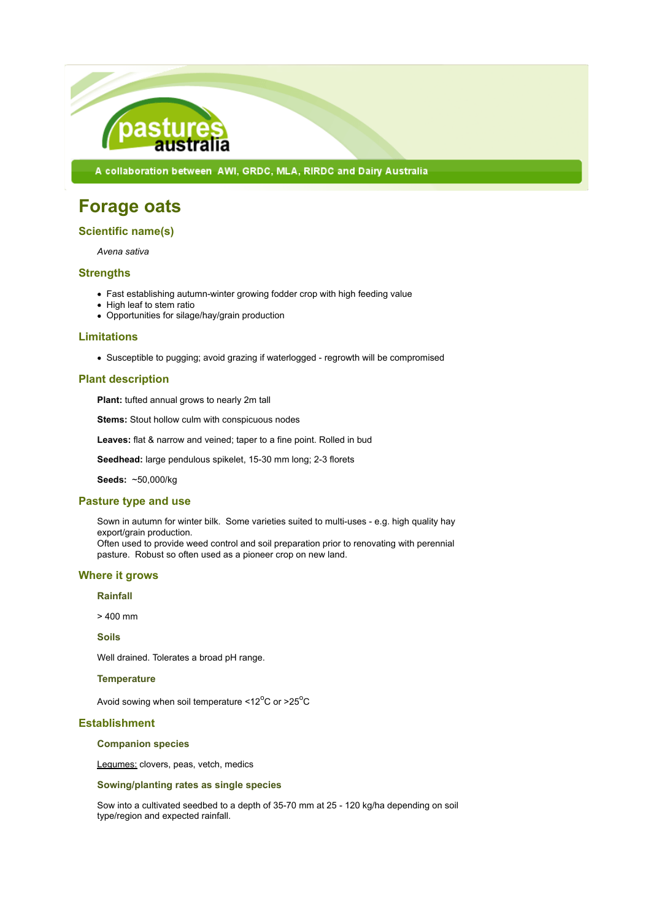pastures australia

A collaboration between AWI, GRDC, MLA, RIRDC and Dairy Australia

# Forage oats

## Scientific name(s)

*Avena sativa*

## Strengths

- Fast establishing autumn-winter growing fodder crop with high feeding value
- High leaf to stem ratio
- Opportunities for silage/hay/grain production

## Limitations

- Susceptible to pugging; avoid grazing if waterlogged - regrowth will be compromised

## Plant description

**Plant:** tufted annual grows to nearly 2m tall

**Stems:** Stout hollow culm with conspicuous nodes

**Leaves:** flat & narrow and veined; taper to a fine point. Rolled in bud

**Seedhead:** large pendulous spikelet, 15-30 mm long; 2-3 florets

**Seeds:** ~50,000/kg

## Pasture type and use

Sown in autumn for winter bilk. Some varieties suited to multi-uses - e.g. high quality hay export/grain production.
Often used to provide weed control and soil preparation prior to renovating with perennial pasture. Robust so often used as a pioneer crop on new land.

## Where it grows

### Rainfall

> 400 mm

### Soils

Well drained. Tolerates a broad pH range.

### Temperature

Avoid sowing when soil temperature <12$^{o}$C or >25$^{o}$C

## Establishment

### Companion species

Legumes: clovers, peas, vetch, medics

### Sowing/planting rates as single species

Sow into a cultivated seedbed to a depth of 35-70 mm at 25 - 120 kg/ha depending on soil type/region and expected rainfall.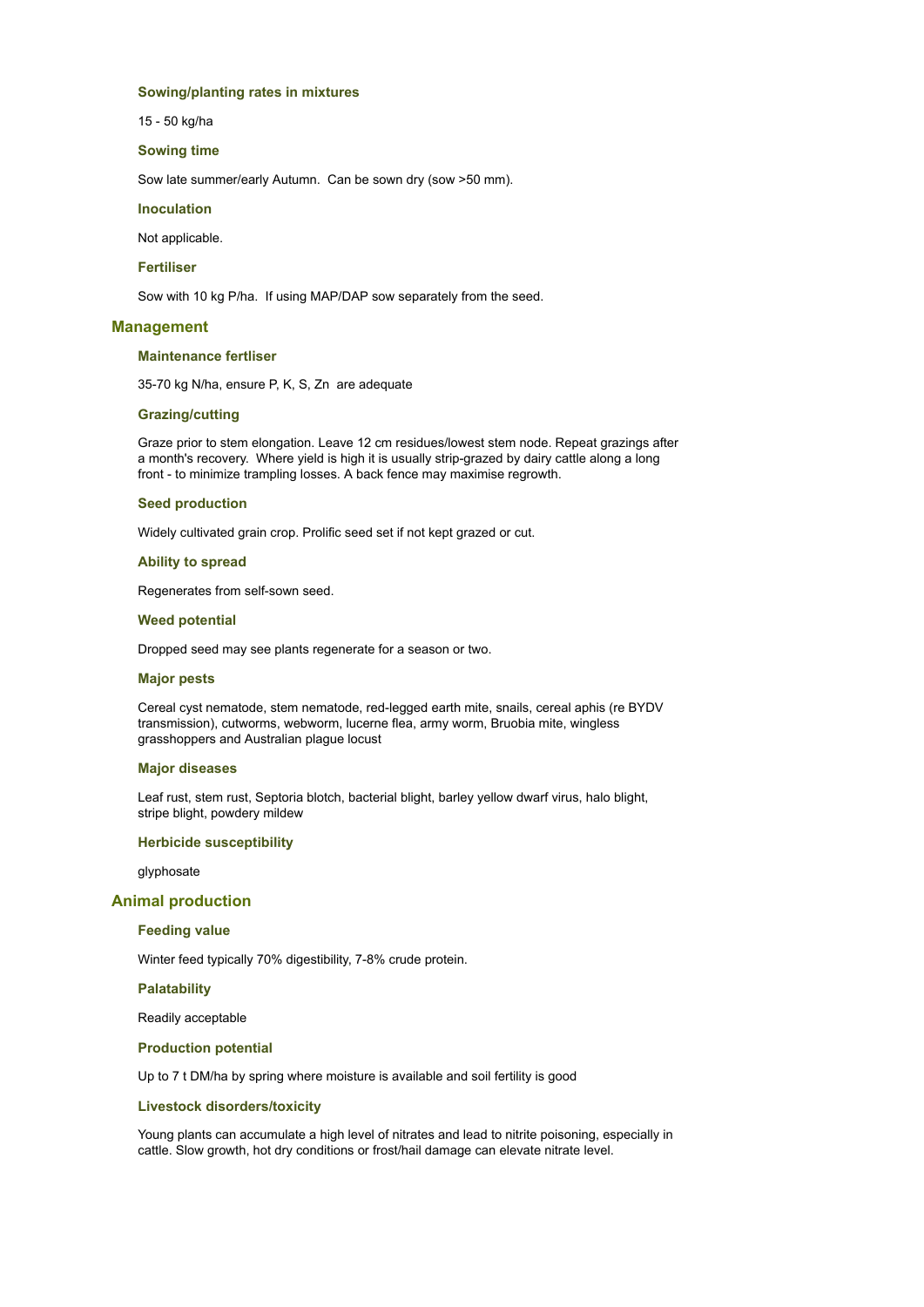### Sowing/planting rates in mixtures

15 - 50 kg/ha

### Sowing time

Sow late summer/early Autumn.  Can be sown dry (sow >50 mm).

### Inoculation

Not applicable.

### Fertiliser

Sow with 10 kg P/ha.  If using MAP/DAP sow separately from the seed.

## Management

### Maintenance fertliser

35-70 kg N/ha, ensure P, K, S, Zn  are adequate

### Grazing/cutting

Graze prior to stem elongation. Leave 12 cm residues/lowest stem node. Repeat grazings after a month's recovery.  Where yield is high it is usually strip-grazed by dairy cattle along a long front - to minimize trampling losses. A back fence may maximise regrowth.

### Seed production

Widely cultivated grain crop. Prolific seed set if not kept grazed or cut.

### Ability to spread

Regenerates from self-sown seed.

### Weed potential

Dropped seed may see plants regenerate for a season or two.

### Major pests

Cereal cyst nematode, stem nematode, red-legged earth mite, snails, cereal aphis (re BYDV transmission), cutworms, webworm, lucerne flea, army worm, Bruobia mite, wingless grasshoppers and Australian plague locust

### Major diseases

Leaf rust, stem rust, Septoria blotch, bacterial blight, barley yellow dwarf virus, halo blight, stripe blight, powdery mildew

### Herbicide susceptibility

glyphosate

## Animal production

### Feeding value

Winter feed typically 70% digestibility, 7-8% crude protein.

### Palatability

Readily acceptable

### Production potential

Up to 7 t DM/ha by spring where moisture is available and soil fertility is good

### Livestock disorders/toxicity

Young plants can accumulate a high level of nitrates and lead to nitrite poisoning, especially in cattle. Slow growth, hot dry conditions or frost/hail damage can elevate nitrate level.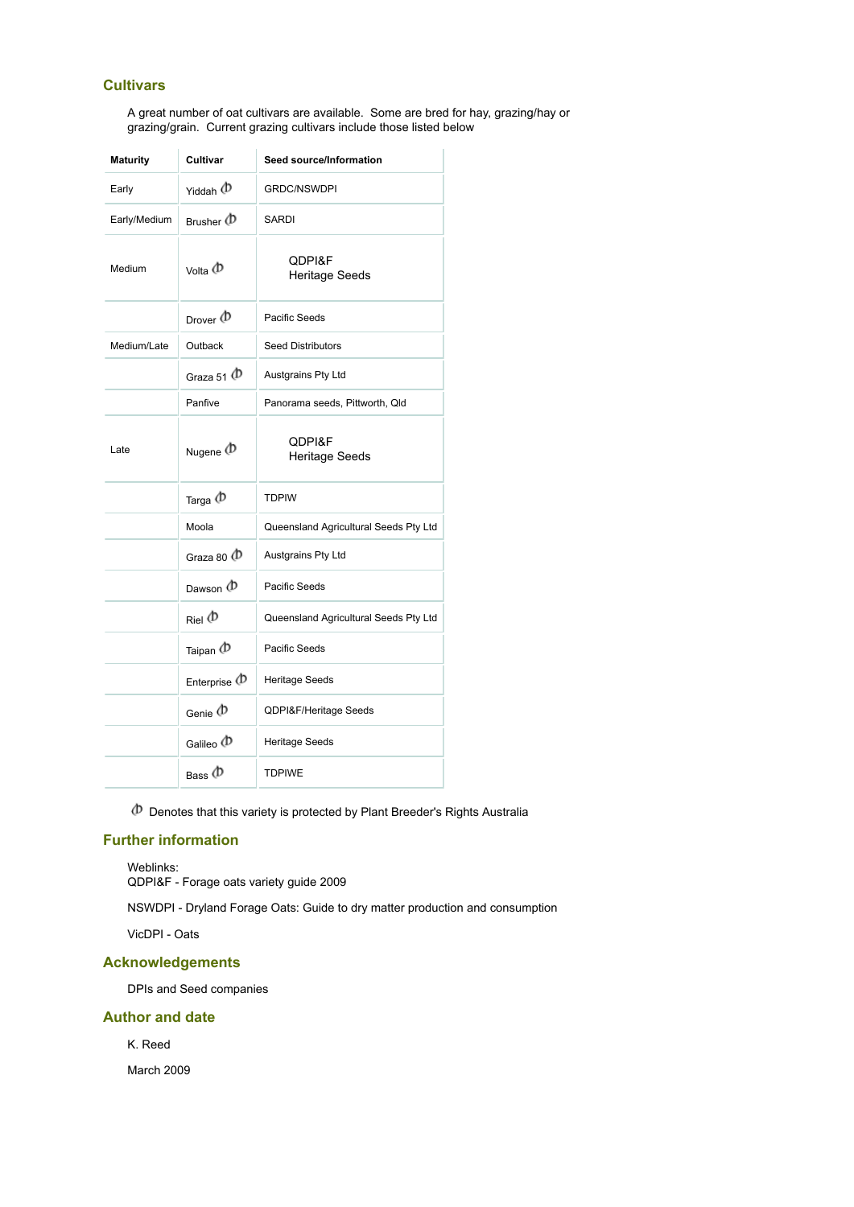## Cultivars

A great number of oat cultivars are available. Some are bred for hay, grazing/hay or grazing/grain. Current grazing cultivars include those listed below

| Maturity | Cultivar | Seed source/Information |
|---|---|---|
| Early | Yiddah ⓟ | GRDC/NSWDPI |
| Early/Medium | Brusher ⓟ | SARDI |
| Medium | Volta ⓟ | QDPI&F<br>Heritage Seeds |
| | Drover ⓟ | Pacific Seeds |
| Medium/Late | Outback | Seed Distributors |
| | Graza 51 ⓟ | Austgrains Pty Ltd |
| | Panfive | Panorama seeds, Pittworth, Qld |
| Late | Nugene ⓟ | QDPI&F<br>Heritage Seeds |
| | Targa ⓟ | TDPIW |
| | Moola | Queensland Agricultural Seeds Pty Ltd |
| | Graza 80 ⓟ | Austgrains Pty Ltd |
| | Dawson ⓟ | Pacific Seeds |
| | Riel ⓟ | Queensland Agricultural Seeds Pty Ltd |
| | Taipan ⓟ | Pacific Seeds |
| | Enterprise ⓟ | Heritage Seeds |
| | Genie ⓟ | QDPI&F/Heritage Seeds |
| | Galileo ⓟ | Heritage Seeds |
| | Bass ⓟ | TDPIWE |

ⓟ Denotes that this variety is protected by Plant Breeder's Rights Australia

## Further information

Weblinks:
QDPI&F - Forage oats variety guide 2009

NSWDPI - Dryland Forage Oats: Guide to dry matter production and consumption

VicDPI - Oats

## Acknowledgements

DPIs and Seed companies

## Author and date

K. Reed

March 2009